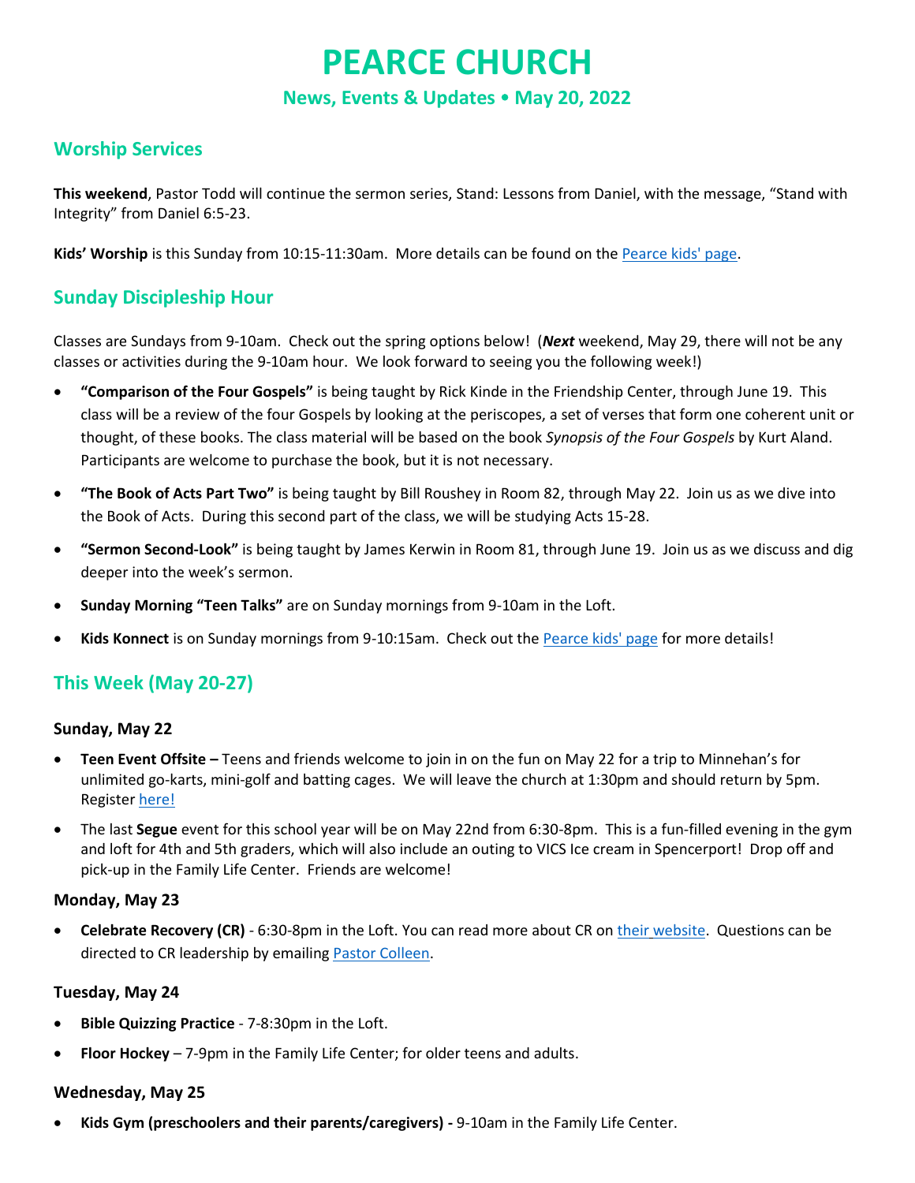# PEARCE CHURCH

### News, Events & Updates • May 20, 2022

## Worship Services

**This weekend**, Pastor Todd will continue the sermon series, Stand: Lessons from Daniel, with the message, "Stand with Integrity" from Daniel 6:5-23.

**Kids' Worship** is this Sunday from 10:15-11:30am. More details can be found on the Pearce kids' page.

## Sunday Discipleship Hour

Classes are Sundays from 9-10am. Check out the spring options below! (***Next*** weekend, May 29, there will not be any classes or activities during the 9-10am hour. We look forward to seeing you the following week!)

- **"Comparison of the Four Gospels"** is being taught by Rick Kinde in the Friendship Center, through June 19. This class will be a review of the four Gospels by looking at the periscopes, a set of verses that form one coherent unit or thought, of these books. The class material will be based on the book *Synopsis of the Four Gospels* by Kurt Aland. Participants are welcome to purchase the book, but it is not necessary.
- **"The Book of Acts Part Two"** is being taught by Bill Roushey in Room 82, through May 22. Join us as we dive into the Book of Acts. During this second part of the class, we will be studying Acts 15-28.
- **"Sermon Second-Look"** is being taught by James Kerwin in Room 81, through June 19. Join us as we discuss and dig deeper into the week's sermon.
- **Sunday Morning "Teen Talks"** are on Sunday mornings from 9-10am in the Loft.
- **Kids Konnect** is on Sunday mornings from 9-10:15am. Check out the Pearce kids' page for more details!

## This Week (May 20-27)

### Sunday, May 22

- **Teen Event Offsite –** Teens and friends welcome to join in on the fun on May 22 for a trip to Minnehan's for unlimited go-karts, mini-golf and batting cages. We will leave the church at 1:30pm and should return by 5pm. Register here!
- The last **Segue** event for this school year will be on May 22nd from 6:30-8pm. This is a fun-filled evening in the gym and loft for 4th and 5th graders, which will also include an outing to VICS Ice cream in Spencerport! Drop off and pick-up in the Family Life Center. Friends are welcome!

### Monday, May 23

- **Celebrate Recovery (CR)** - 6:30-8pm in the Loft. You can read more about CR on their website. Questions can be directed to CR leadership by emailing Pastor Colleen.

### Tuesday, May 24

- **Bible Quizzing Practice** - 7-8:30pm in the Loft.
- **Floor Hockey** – 7-9pm in the Family Life Center; for older teens and adults.

### Wednesday, May 25

- **Kids Gym (preschoolers and their parents/caregivers) -** 9-10am in the Family Life Center.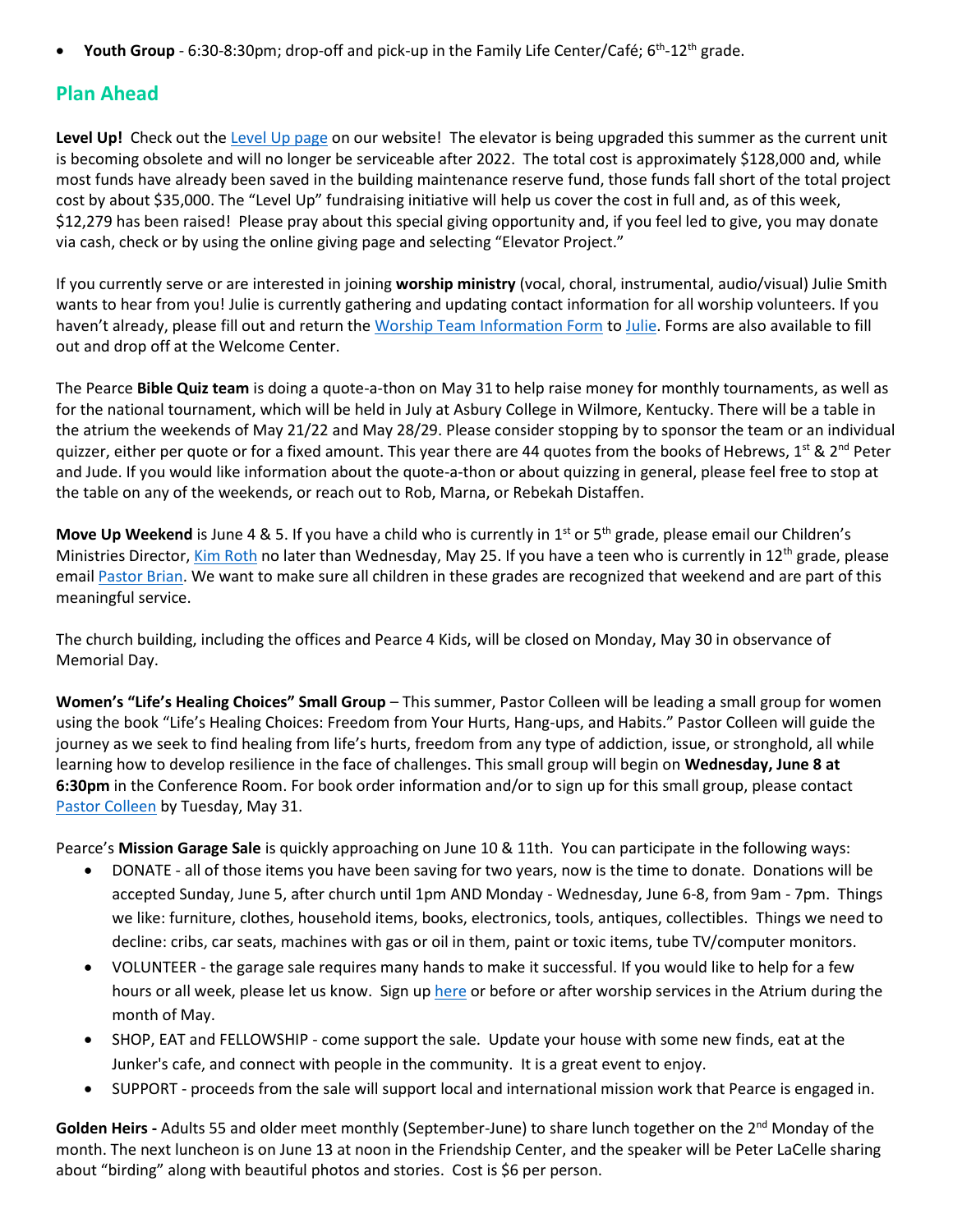- **Youth Group** - 6:30-8:30pm; drop-off and pick-up in the Family Life Center/Café; 6th-12th grade.

## Plan Ahead

**Level Up!** Check out the Level Up page on our website! The elevator is being upgraded this summer as the current unit is becoming obsolete and will no longer be serviceable after 2022. The total cost is approximately $128,000 and, while most funds have already been saved in the building maintenance reserve fund, those funds fall short of the total project cost by about $35,000. The "Level Up" fundraising initiative will help us cover the cost in full and, as of this week, $12,279 has been raised! Please pray about this special giving opportunity and, if you feel led to give, you may donate via cash, check or by using the online giving page and selecting "Elevator Project."

If you currently serve or are interested in joining **worship ministry** (vocal, choral, instrumental, audio/visual) Julie Smith wants to hear from you! Julie is currently gathering and updating contact information for all worship volunteers. If you haven't already, please fill out and return the Worship Team Information Form to Julie. Forms are also available to fill out and drop off at the Welcome Center.

The Pearce **Bible Quiz team** is doing a quote-a-thon on May 31 to help raise money for monthly tournaments, as well as for the national tournament, which will be held in July at Asbury College in Wilmore, Kentucky. There will be a table in the atrium the weekends of May 21/22 and May 28/29. Please consider stopping by to sponsor the team or an individual quizzer, either per quote or for a fixed amount. This year there are 44 quotes from the books of Hebrews, 1st & 2nd Peter and Jude. If you would like information about the quote-a-thon or about quizzing in general, please feel free to stop at the table on any of the weekends, or reach out to Rob, Marna, or Rebekah Distaffen.

**Move Up Weekend** is June 4 & 5. If you have a child who is currently in 1st or 5th grade, please email our Children's Ministries Director, Kim Roth no later than Wednesday, May 25. If you have a teen who is currently in 12th grade, please email Pastor Brian. We want to make sure all children in these grades are recognized that weekend and are part of this meaningful service.

The church building, including the offices and Pearce 4 Kids, will be closed on Monday, May 30 in observance of Memorial Day.

**Women's "Life's Healing Choices" Small Group** – This summer, Pastor Colleen will be leading a small group for women using the book "Life's Healing Choices: Freedom from Your Hurts, Hang-ups, and Habits." Pastor Colleen will guide the journey as we seek to find healing from life's hurts, freedom from any type of addiction, issue, or stronghold, all while learning how to develop resilience in the face of challenges. This small group will begin on **Wednesday, June 8 at 6:30pm** in the Conference Room. For book order information and/or to sign up for this small group, please contact Pastor Colleen by Tuesday, May 31.

Pearce's **Mission Garage Sale** is quickly approaching on June 10 & 11th. You can participate in the following ways:

- DONATE - all of those items you have been saving for two years, now is the time to donate. Donations will be accepted Sunday, June 5, after church until 1pm AND Monday - Wednesday, June 6-8, from 9am - 7pm. Things we like: furniture, clothes, household items, books, electronics, tools, antiques, collectibles. Things we need to decline: cribs, car seats, machines with gas or oil in them, paint or toxic items, tube TV/computer monitors.
- VOLUNTEER - the garage sale requires many hands to make it successful. If you would like to help for a few hours or all week, please let us know. Sign up here or before or after worship services in the Atrium during the month of May.
- SHOP, EAT and FELLOWSHIP - come support the sale. Update your house with some new finds, eat at the Junker's cafe, and connect with people in the community. It is a great event to enjoy.
- SUPPORT - proceeds from the sale will support local and international mission work that Pearce is engaged in.

**Golden Heirs -** Adults 55 and older meet monthly (September-June) to share lunch together on the 2nd Monday of the month. The next luncheon is on June 13 at noon in the Friendship Center, and the speaker will be Peter LaCelle sharing about "birding" along with beautiful photos and stories. Cost is $6 per person.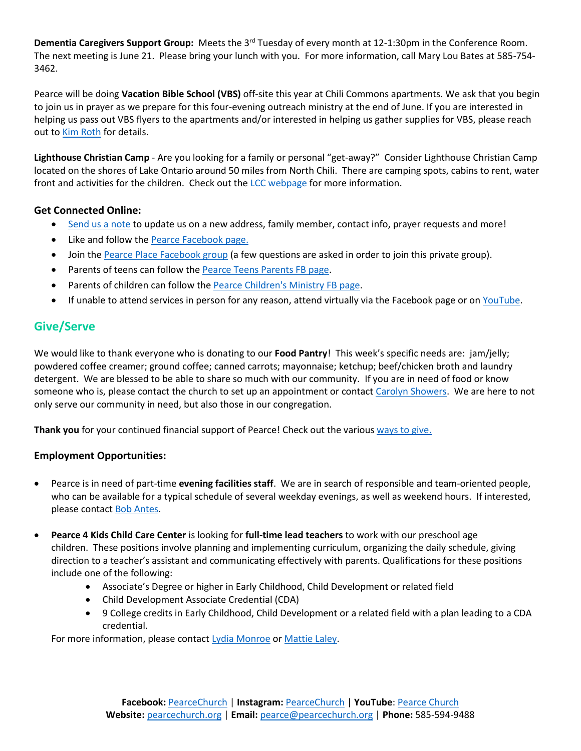**Dementia Caregivers Support Group:** Meets the 3rd Tuesday of every month at 12-1:30pm in the Conference Room. The next meeting is June 21. Please bring your lunch with you. For more information, call Mary Lou Bates at 585-754-3462.

Pearce will be doing **Vacation Bible School (VBS)** off-site this year at Chili Commons apartments. We ask that you begin to join us in prayer as we prepare for this four-evening outreach ministry at the end of June. If you are interested in helping us pass out VBS flyers to the apartments and/or interested in helping us gather supplies for VBS, please reach out to Kim Roth for details.

**Lighthouse Christian Camp** - Are you looking for a family or personal "get-away?" Consider Lighthouse Christian Camp located on the shores of Lake Ontario around 50 miles from North Chili. There are camping spots, cabins to rent, water front and activities for the children. Check out the LCC webpage for more information.

### Get Connected Online:

- Send us a note to update us on a new address, family member, contact info, prayer requests and more!
- Like and follow the Pearce Facebook page.
- Join the Pearce Place Facebook group (a few questions are asked in order to join this private group).
- Parents of teens can follow the Pearce Teens Parents FB page.
- Parents of children can follow the Pearce Children's Ministry FB page.
- If unable to attend services in person for any reason, attend virtually via the Facebook page or on YouTube.

## Give/Serve

We would like to thank everyone who is donating to our **Food Pantry**! This week's specific needs are: jam/jelly; powdered coffee creamer; ground coffee; canned carrots; mayonnaise; ketchup; beef/chicken broth and laundry detergent. We are blessed to be able to share so much with our community. If you are in need of food or know someone who is, please contact the church to set up an appointment or contact Carolyn Showers. We are here to not only serve our community in need, but also those in our congregation.

**Thank you** for your continued financial support of Pearce! Check out the various ways to give.

### Employment Opportunities:

- Pearce is in need of part-time **evening facilities staff**. We are in search of responsible and team-oriented people, who can be available for a typical schedule of several weekday evenings, as well as weekend hours. If interested, please contact Bob Antes.

- **Pearce 4 Kids Child Care Center** is looking for **full-time lead teachers** to work with our preschool age children. These positions involve planning and implementing curriculum, organizing the daily schedule, giving direction to a teacher's assistant and communicating effectively with parents. Qualifications for these positions include one of the following:
  - Associate's Degree or higher in Early Childhood, Child Development or related field
  - Child Development Associate Credential (CDA)
  - 9 College credits in Early Childhood, Child Development or a related field with a plan leading to a CDA credential.

  For more information, please contact Lydia Monroe or Mattie Laley.

**Facebook:** PearceChurch | **Instagram:** PearceChurch | **YouTube**: Pearce Church
**Website:** pearcechurch.org | **Email:** pearce@pearcechurch.org | **Phone:** 585-594-9488